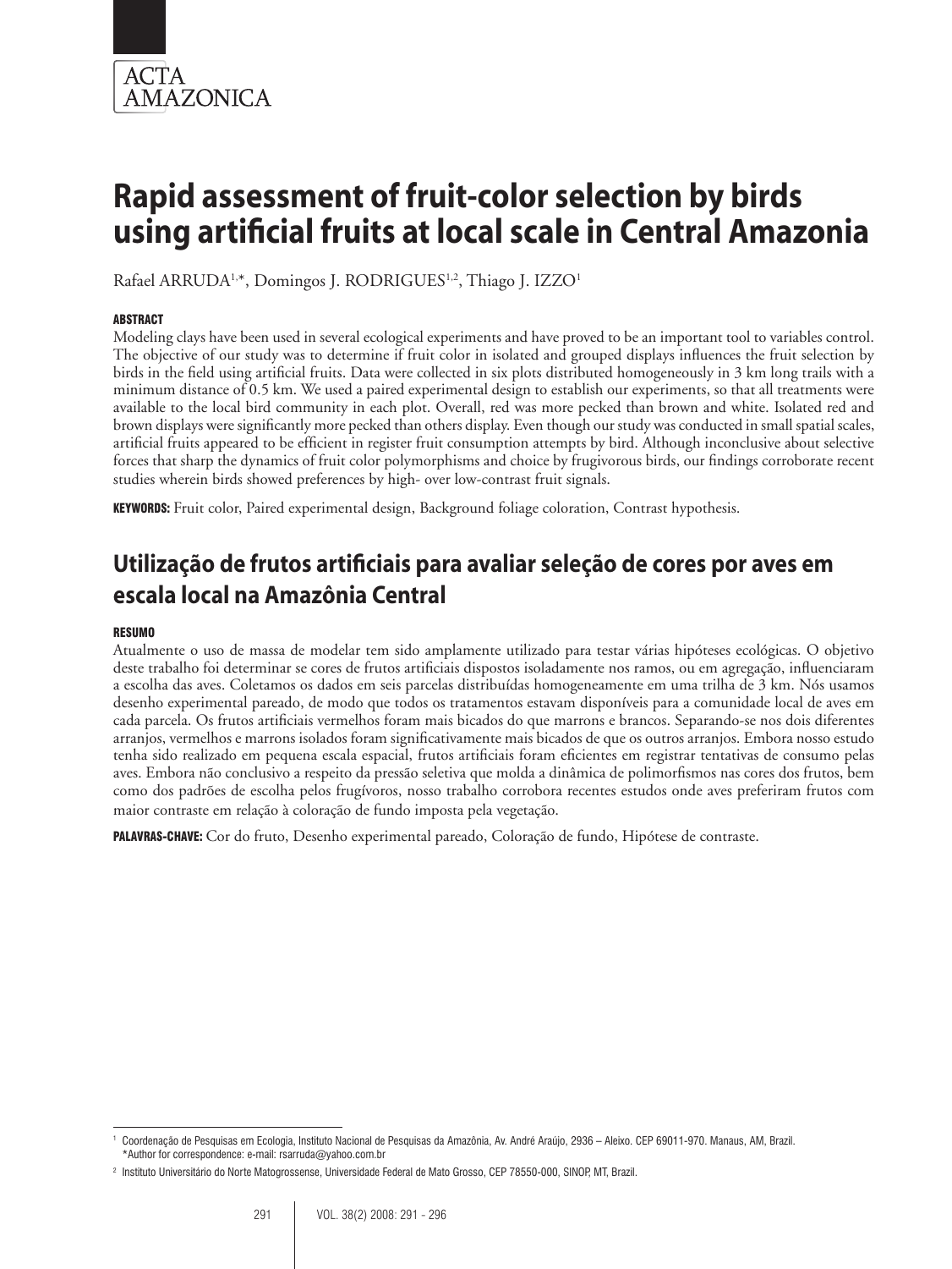ACTA AMAZONICA

# Rapid assessment of fruit-color selection by birds using artificial fruits at local scale in Central Amazonia

Rafael ARRUDA[1,*], Domingos J. RODRIGUES[1,2], Thiago J. IZZO[1]

### ABSTRACT

Modeling clays have been used in several ecological experiments and have proved to be an important tool to variables control. The objective of our study was to determine if fruit color in isolated and grouped displays influences the fruit selection by birds in the field using artificial fruits. Data were collected in six plots distributed homogeneously in 3 km long trails with a minimum distance of 0.5 km. We used a paired experimental design to establish our experiments, so that all treatments were available to the local bird community in each plot. Overall, red was more pecked than brown and white. Isolated red and brown displays were significantly more pecked than others display. Even though our study was conducted in small spatial scales, artificial fruits appeared to be efficient in register fruit consumption attempts by bird. Although inconclusive about selective forces that sharp the dynamics of fruit color polymorphisms and choice by frugivorous birds, our findings corroborate recent studies wherein birds showed preferences by high- over low-contrast fruit signals.

**KEYWORDS:** Fruit color, Paired experimental design, Background foliage coloration, Contrast hypothesis.

## Utilização de frutos artificiais para avaliar seleção de cores por aves em escala local na Amazônia Central

### RESUMO

Atualmente o uso de massa de modelar tem sido amplamente utilizado para testar várias hipóteses ecológicas. O objetivo deste trabalho foi determinar se cores de frutos artificiais dispostos isoladamente nos ramos, ou em agregação, influenciaram a escolha das aves. Coletamos os dados em seis parcelas distribuídas homogeneamente em uma trilha de 3 km. Nós usamos desenho experimental pareado, de modo que todos os tratamentos estavam disponíveis para a comunidade local de aves em cada parcela. Os frutos artificiais vermelhos foram mais bicados do que marrons e brancos. Separando-se nos dois diferentes arranjos, vermelhos e marrons isolados foram significativamente mais bicados de que os outros arranjos. Embora nosso estudo tenha sido realizado em pequena escala espacial, frutos artificiais foram eficientes em registrar tentativas de consumo pelas aves. Embora não conclusivo a respeito da pressão seletiva que molda a dinâmica de polimorfismos nas cores dos frutos, bem como dos padrões de escolha pelos frugívoros, nosso trabalho corrobora recentes estudos onde aves preferiram frutos com maior contraste em relação à coloração de fundo imposta pela vegetação.

**PALAVRAS-CHAVE:** Cor do fruto, Desenho experimental pareado, Coloração de fundo, Hipótese de contraste.

---

[1] Coordenação de Pesquisas em Ecologia, Instituto Nacional de Pesquisas da Amazônia, Av. André Araújo, 2936 – Aleixo. CEP 69011-970. Manaus, AM, Brazil. *Author for correspondence: e-mail: rsarruda@yahoo.com.br

[2] Instituto Universitário do Norte Matogrossense, Universidade Federal de Mato Grosso, CEP 78550-000, SINOP, MT, Brazil.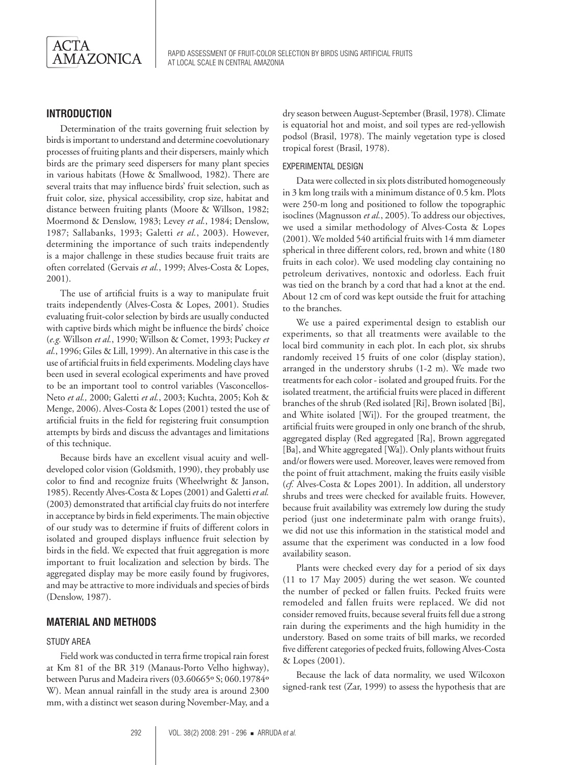## INTRODUCTION

Determination of the traits governing fruit selection by birds is important to understand and determine coevolutionary processes of fruiting plants and their dispersers, mainly which birds are the primary seed dispersers for many plant species in various habitats (Howe & Smallwood, 1982). There are several traits that may influence birds' fruit selection, such as fruit color, size, physical accessibility, crop size, habitat and distance between fruiting plants (Moore & Willson, 1982; Moermond & Denslow, 1983; Levey *et al.*, 1984; Denslow, 1987; Sallabanks, 1993; Galetti *et al.*, 2003). However, determining the importance of such traits independently is a major challenge in these studies because fruit traits are often correlated (Gervais *et al.*, 1999; Alves-Costa & Lopes, 2001).

The use of artificial fruits is a way to manipulate fruit traits independently (Alves-Costa & Lopes, 2001). Studies evaluating fruit-color selection by birds are usually conducted with captive birds which might be influence the birds' choice (*e.g.* Willson *et al.*, 1990; Willson & Comet, 1993; Puckey *et al.*, 1996; Giles & Lill, 1999). An alternative in this case is the use of artificial fruits in field experiments. Modeling clays have been used in several ecological experiments and have proved to be an important tool to control variables (Vasconcellos-Neto *et al.,* 2000; Galetti *et al.*, 2003; Kuchta, 2005; Koh & Menge, 2006). Alves-Costa & Lopes (2001) tested the use of artificial fruits in the field for registering fruit consumption attempts by birds and discuss the advantages and limitations of this technique.

Because birds have an excellent visual acuity and well-developed color vision (Goldsmith, 1990), they probably use color to find and recognize fruits (Wheelwright & Janson, 1985). Recently Alves-Costa & Lopes (2001) and Galetti *et al.* (2003) demonstrated that artificial clay fruits do not interfere in acceptance by birds in field experiments. The main objective of our study was to determine if fruits of different colors in isolated and grouped displays influence fruit selection by birds in the field. We expected that fruit aggregation is more important to fruit localization and selection by birds. The aggregated display may be more easily found by frugivores, and may be attractive to more individuals and species of birds (Denslow, 1987).

## MATERIAL AND METHODS

### STUDY AREA

Field work was conducted in terra firme tropical rain forest at Km 81 of the BR 319 (Manaus-Porto Velho highway), between Purus and Madeira rivers (03.60665º S; 060.19784º W). Mean annual rainfall in the study area is around 2300 mm, with a distinct wet season during November-May, and a dry season between August-September (Brasil, 1978). Climate is equatorial hot and moist, and soil types are red-yellowish podsol (Brasil, 1978). The mainly vegetation type is closed tropical forest (Brasil, 1978).

### EXPERIMENTAL DESIGN

Data were collected in six plots distributed homogeneously in 3 km long trails with a minimum distance of 0.5 km. Plots were 250-m long and positioned to follow the topographic isoclines (Magnusson *et al.*, 2005). To address our objectives, we used a similar methodology of Alves-Costa & Lopes (2001). We molded 540 artificial fruits with 14 mm diameter spherical in three different colors, red, brown and white (180 fruits in each color). We used modeling clay containing no petroleum derivatives, nontoxic and odorless. Each fruit was tied on the branch by a cord that had a knot at the end. About 12 cm of cord was kept outside the fruit for attaching to the branches.

We use a paired experimental design to establish our experiments, so that all treatments were available to the local bird community in each plot. In each plot, six shrubs randomly received 15 fruits of one color (display station), arranged in the understory shrubs (1-2 m). We made two treatments for each color - isolated and grouped fruits. For the isolated treatment, the artificial fruits were placed in different branches of the shrub (Red isolated [Ri], Brown isolated [Bi], and White isolated [Wi]). For the grouped treatment, the artificial fruits were grouped in only one branch of the shrub, aggregated display (Red aggregated [Ra], Brown aggregated [Ba], and White aggregated [Wa]). Only plants without fruits and/or flowers were used. Moreover, leaves were removed from the point of fruit attachment, making the fruits easily visible (*cf.* Alves-Costa & Lopes 2001). In addition, all understory shrubs and trees were checked for available fruits. However, because fruit availability was extremely low during the study period (just one indeterminate palm with orange fruits), we did not use this information in the statistical model and assume that the experiment was conducted in a low food availability season.

Plants were checked every day for a period of six days (11 to 17 May 2005) during the wet season. We counted the number of pecked or fallen fruits. Pecked fruits were remodeled and fallen fruits were replaced. We did not consider removed fruits, because several fruits fell due a strong rain during the experiments and the high humidity in the understory. Based on some traits of bill marks, we recorded five different categories of pecked fruits, following Alves-Costa & Lopes (2001).

Because the lack of data normality, we used Wilcoxon signed-rank test (Zar, 1999) to assess the hypothesis that are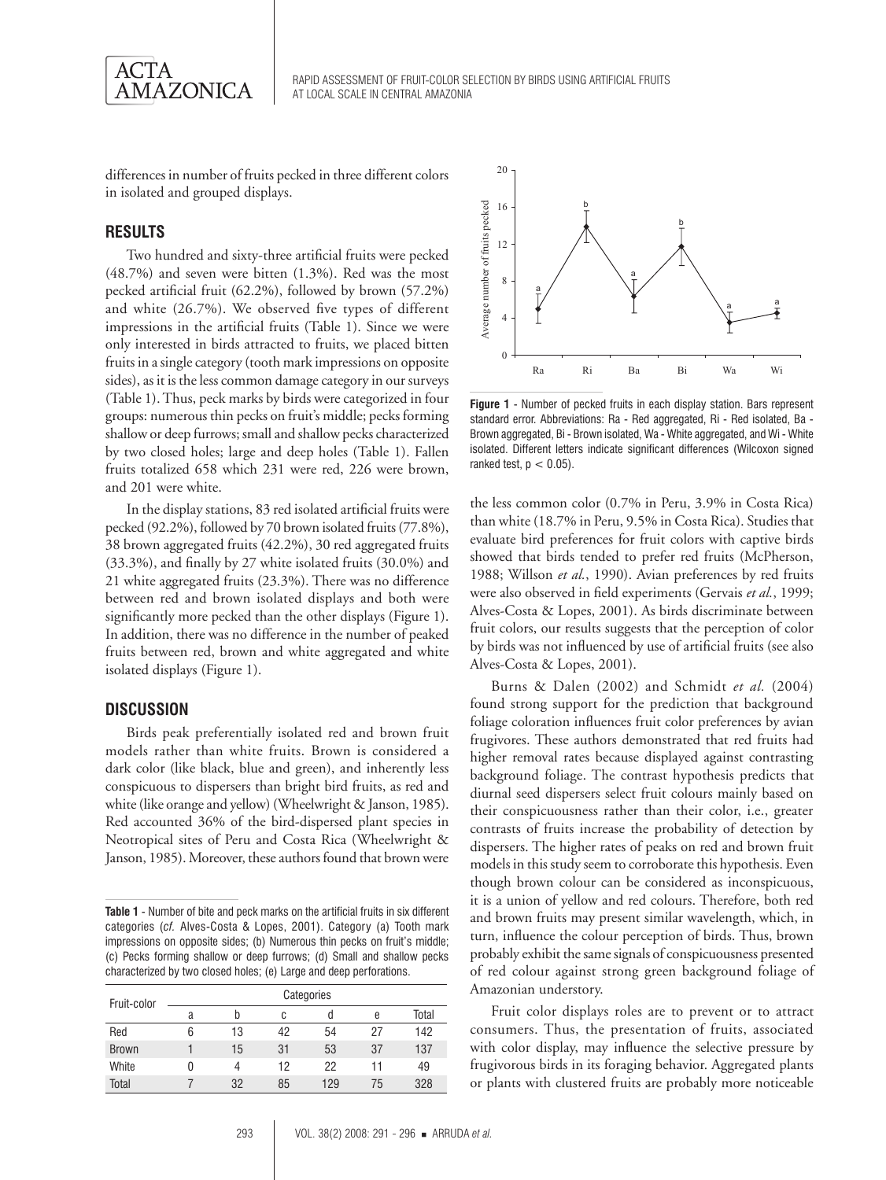differences in number of fruits pecked in three different colors in isolated and grouped displays.

## RESULTS

Two hundred and sixty-three artificial fruits were pecked (48.7%) and seven were bitten (1.3%). Red was the most pecked artificial fruit (62.2%), followed by brown (57.2%) and white (26.7%). We observed five types of different impressions in the artificial fruits (Table 1). Since we were only interested in birds attracted to fruits, we placed bitten fruits in a single category (tooth mark impressions on opposite sides), as it is the less common damage category in our surveys (Table 1). Thus, peck marks by birds were categorized in four groups: numerous thin pecks on fruit's middle; pecks forming shallow or deep furrows; small and shallow pecks characterized by two closed holes; large and deep holes (Table 1). Fallen fruits totalized 658 which 231 were red, 226 were brown, and 201 were white.

In the display stations, 83 red isolated artificial fruits were pecked (92.2%), followed by 70 brown isolated fruits (77.8%), 38 brown aggregated fruits (42.2%), 30 red aggregated fruits (33.3%), and finally by 27 white isolated fruits (30.0%) and 21 white aggregated fruits (23.3%). There was no difference between red and brown isolated displays and both were significantly more pecked than the other displays (Figure 1). In addition, there was no difference in the number of peaked fruits between red, brown and white aggregated and white isolated displays (Figure 1).

**Figure 1** - Number of pecked fruits in each display station. Bars represent standard error. Abbreviations: Ra - Red aggregated, Ri - Red isolated, Ba - Brown aggregated, Bi - Brown isolated, Wa - White aggregated, and Wi - White isolated. Different letters indicate significant differences (Wilcoxon signed ranked test, $p < 0.05$).

## DISCUSSION

Birds peak preferentially isolated red and brown fruit models rather than white fruits. Brown is considered a dark color (like black, blue and green), and inherently less conspicuous to dispersers than bright bird fruits, as red and white (like orange and yellow) (Wheelwright & Janson, 1985). Red accounted 36% of the bird-dispersed plant species in Neotropical sites of Peru and Costa Rica (Wheelwright & Janson, 1985). Moreover, these authors found that brown were the less common color (0.7% in Peru, 3.9% in Costa Rica) than white (18.7% in Peru, 9.5% in Costa Rica). Studies that evaluate bird preferences for fruit colors with captive birds showed that birds tended to prefer red fruits (McPherson, 1988; Willson *et al.*, 1990). Avian preferences by red fruits were also observed in field experiments (Gervais *et al.*, 1999; Alves-Costa & Lopes, 2001). As birds discriminate between fruit colors, our results suggests that the perception of color by birds was not influenced by use of artificial fruits (see also Alves-Costa & Lopes, 2001).

**Table 1** - Number of bite and peck marks on the artificial fruits in six different categories (*cf.* Alves-Costa & Lopes, 2001). Category (a) Tooth mark impressions on opposite sides; (b) Numerous thin pecks on fruit's middle; (c) Pecks forming shallow or deep furrows; (d) Small and shallow pecks characterized by two closed holes; (e) Large and deep perforations.

| Fruit-color | Categories | | | | | |
|---|---|---|---|---|---|---|
| | a | b | c | d | e | Total |
| Red | 6 | 13 | 42 | 54 | 27 | 142 |
| Brown | 1 | 15 | 31 | 53 | 37 | 137 |
| White | 0 | 4 | 12 | 22 | 11 | 49 |
| Total | 7 | 32 | 85 | 129 | 75 | 328 |

Burns & Dalen (2002) and Schmidt *et al.* (2004) found strong support for the prediction that background foliage coloration influences fruit color preferences by avian frugivores. These authors demonstrated that red fruits had higher removal rates because displayed against contrasting background foliage. The contrast hypothesis predicts that diurnal seed dispersers select fruit colours mainly based on their conspicuousness rather than their color, i.e., greater contrasts of fruits increase the probability of detection by dispersers. The higher rates of peaks on red and brown fruit models in this study seem to corroborate this hypothesis. Even though brown colour can be considered as inconspicuous, it is a union of yellow and red colours. Therefore, both red and brown fruits may present similar wavelength, which, in turn, influence the colour perception of birds. Thus, brown probably exhibit the same signals of conspicuousness presented of red colour against strong green background foliage of Amazonian understory.

Fruit color displays roles are to prevent or to attract consumers. Thus, the presentation of fruits, associated with color display, may influence the selective pressure by frugivorous birds in its foraging behavior. Aggregated plants or plants with clustered fruits are probably more noticeable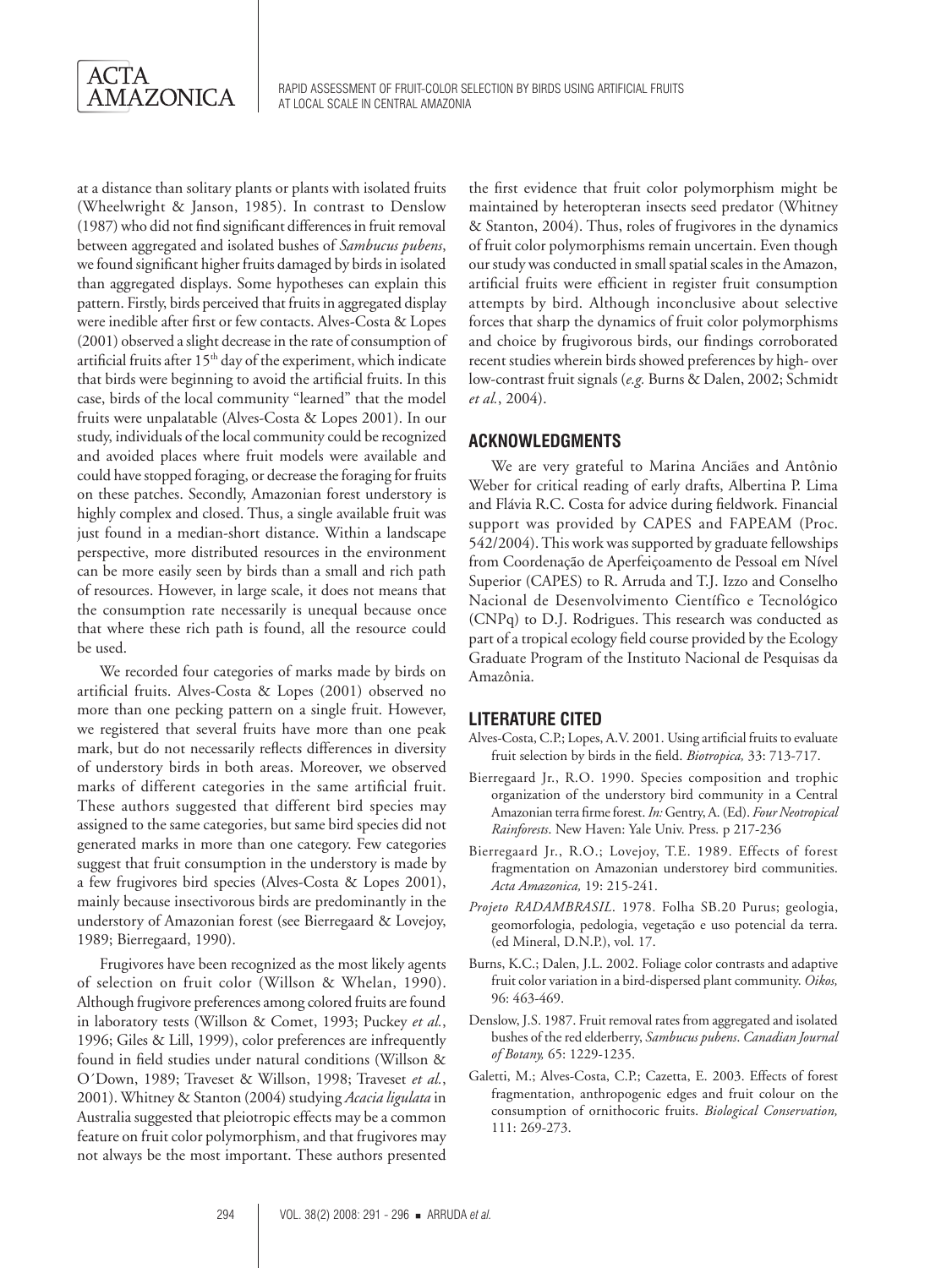at a distance than solitary plants or plants with isolated fruits (Wheelwright & Janson, 1985). In contrast to Denslow (1987) who did not find significant differences in fruit removal between aggregated and isolated bushes of *Sambucus pubens*, we found significant higher fruits damaged by birds in isolated than aggregated displays. Some hypotheses can explain this pattern. Firstly, birds perceived that fruits in aggregated display were inedible after first or few contacts. Alves-Costa & Lopes (2001) observed a slight decrease in the rate of consumption of artificial fruits after 15[th] day of the experiment, which indicate that birds were beginning to avoid the artificial fruits. In this case, birds of the local community "learned" that the model fruits were unpalatable (Alves-Costa & Lopes 2001). In our study, individuals of the local community could be recognized and avoided places where fruit models were available and could have stopped foraging, or decrease the foraging for fruits on these patches. Secondly, Amazonian forest understory is highly complex and closed. Thus, a single available fruit was just found in a median-short distance. Within a landscape perspective, more distributed resources in the environment can be more easily seen by birds than a small and rich path of resources. However, in large scale, it does not means that the consumption rate necessarily is unequal because once that where these rich path is found, all the resource could be used.

We recorded four categories of marks made by birds on artificial fruits. Alves-Costa & Lopes (2001) observed no more than one pecking pattern on a single fruit. However, we registered that several fruits have more than one peak mark, but do not necessarily reflects differences in diversity of understory birds in both areas. Moreover, we observed marks of different categories in the same artificial fruit. These authors suggested that different bird species may assigned to the same categories, but same bird species did not generated marks in more than one category. Few categories suggest that fruit consumption in the understory is made by a few frugivores bird species (Alves-Costa & Lopes 2001), mainly because insectivorous birds are predominantly in the understory of Amazonian forest (see Bierregaard & Lovejoy, 1989; Bierregaard, 1990).

Frugivores have been recognized as the most likely agents of selection on fruit color (Willson & Whelan, 1990). Although frugivore preferences among colored fruits are found in laboratory tests (Willson & Comet, 1993; Puckey *et al.*, 1996; Giles & Lill, 1999), color preferences are infrequently found in field studies under natural conditions (Willson & O´Down, 1989; Traveset & Willson, 1998; Traveset *et al.*, 2001). Whitney & Stanton (2004) studying *Acacia ligulata* in Australia suggested that pleiotropic effects may be a common feature on fruit color polymorphism, and that frugivores may not always be the most important. These authors presented the first evidence that fruit color polymorphism might be maintained by heteropteran insects seed predator (Whitney & Stanton, 2004). Thus, roles of frugivores in the dynamics of fruit color polymorphisms remain uncertain. Even though our study was conducted in small spatial scales in the Amazon, artificial fruits were efficient in register fruit consumption attempts by bird. Although inconclusive about selective forces that sharp the dynamics of fruit color polymorphisms and choice by frugivorous birds, our findings corroborated recent studies wherein birds showed preferences by high- over low-contrast fruit signals (*e.g.* Burns & Dalen, 2002; Schmidt *et al.*, 2004).

## ACKNOWLEDGMENTS

We are very grateful to Marina Anciães and Antônio Weber for critical reading of early drafts, Albertina P. Lima and Flávia R.C. Costa for advice during fieldwork. Financial support was provided by CAPES and FAPEAM (Proc. 542/2004). This work was supported by graduate fellowships from Coordenação de Aperfeiçoamento de Pessoal em Nível Superior (CAPES) to R. Arruda and T.J. Izzo and Conselho Nacional de Desenvolvimento Científico e Tecnológico (CNPq) to D.J. Rodrigues. This research was conducted as part of a tropical ecology field course provided by the Ecology Graduate Program of the Instituto Nacional de Pesquisas da Amazônia.

## LITERATURE CITED

Alves-Costa, C.P.; Lopes, A.V. 2001. Using artificial fruits to evaluate fruit selection by birds in the field. *Biotropica,* 33: 713-717.

Bierregaard Jr., R.O. 1990. Species composition and trophic organization of the understory bird community in a Central Amazonian terra firme forest. *In:* Gentry, A. (Ed). *Four Neotropical Rainforests*. New Haven: Yale Univ. Press. p 217-236

Bierregaard Jr., R.O.; Lovejoy, T.E. 1989. Effects of forest fragmentation on Amazonian understorey bird communities. *Acta Amazonica,* 19: 215-241.

*Projeto RADAMBRASIL*. 1978. Folha SB.20 Purus; geologia, geomorfologia, pedologia, vegetação e uso potencial da terra. (ed Mineral, D.N.P.), vol. 17.

Burns, K.C.; Dalen, J.L. 2002. Foliage color contrasts and adaptive fruit color variation in a bird-dispersed plant community. *Oikos,* 96: 463-469.

Denslow, J.S. 1987. Fruit removal rates from aggregated and isolated bushes of the red elderberry, *Sambucus pubens*. *Canadian Journal of Botany,* 65: 1229-1235.

Galetti, M.; Alves-Costa, C.P.; Cazetta, E. 2003. Effects of forest fragmentation, anthropogenic edges and fruit colour on the consumption of ornithocoric fruits. *Biological Conservation,* 111: 269-273.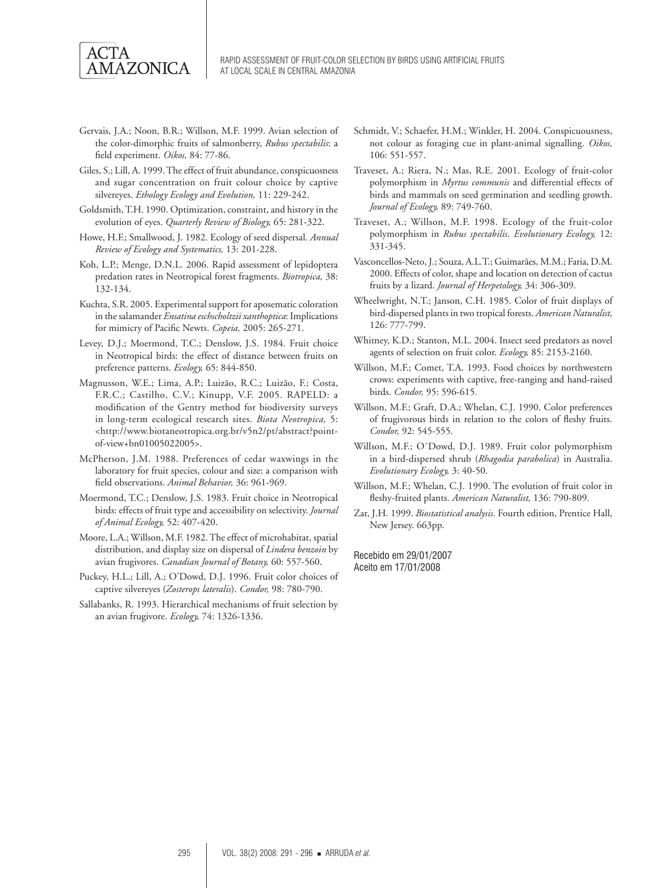Gervais, J.A.; Noon, B.R.; Willson, M.F. 1999. Avian selection of the color-dimorphic fruits of salmonberry, *Rubus spectabilis*: a field experiment. *Oikos,* 84: 77-86.

Giles, S.; Lill, A. 1999. The effect of fruit abundance, conspicuosness and sugar concentration on fruit colour choice by captive silvereyes. *Ethology Ecology and Evolution,* 11: 229-242.

Goldsmith, T.H. 1990. Optimization, constraint, and history in the evolution of eyes. *Quarterly Review of Biology,* 65: 281-322.

Howe, H.F.; Smallwood, J. 1982. Ecology of seed dispersal. *Annual Review of Ecology and Systematics,* 13: 201-228.

Koh, L.P.; Menge, D.N.L. 2006. Rapid assessment of lepidoptera predation rates in Neotropical forest fragments. *Biotropica,* 38: 132-134.

Kuchta, S.R. 2005. Experimental support for aposematic coloration in the salamander *Ensatina eschscholtzii xanthoptica*: Implications for mimicry of Pacific Newts. *Copeia,* 2005: 265-271.

Levey, D.J.; Moermond, T.C.; Denslow, J.S. 1984. Fruit choice in Neotropical birds: the effect of distance between fruits on preference patterns. *Ecology,* 65: 844-850.

Magnusson, W.E.; Lima, A.P.; Luizão, R.C.; Luizão, F.; Costa, F.R.C.; Castilho, C.V.; Kinupp, V.F. 2005. RAPELD: a modification of the Gentry method for biodiversity surveys in long-term ecological research sites. *Biota Neotropica,* 5: <http://www.biotaneotropica.org.br/v5n2/pt/abstract?point-of-view+bn01005022005>.

McPherson, J.M. 1988. Preferences of cedar waxwings in the laboratory for fruit species, colour and size: a comparison with field observations. *Animal Behavior,* 36: 961-969.

Moermond, T.C.; Denslow, J.S. 1983. Fruit choice in Neotropical birds: effects of fruit type and accessibility on selectivity. *Journal of Animal Ecology,* 52: 407-420.

Moore, L.A.; Willson, M.F. 1982. The effect of microhabitat, spatial distribution, and display size on dispersal of *Lindera benzoin* by avian frugivores. *Canadian Journal of Botany,* 60: 557-560.

Puckey, H.L.; Lill, A.; O'Dowd, D.J. 1996. Fruit color choices of captive silvereyes (*Zosterops lateralis*). *Condor,* 98: 780-790.

Sallabanks, R. 1993. Hierarchical mechanisms of fruit selection by an avian frugivore. *Ecology,* 74: 1326-1336.

Schmidt, V.; Schaefer, H.M.; Winkler, H. 2004. Conspicuousness, not colour as foraging cue in plant-animal signalling. *Oikos,* 106: 551-557.

Traveset, A.; Riera, N.; Mas, R.E. 2001. Ecology of fruit-color polymorphism in *Myrtus communis* and differential effects of birds and mammals on seed germination and seedling growth. *Journal of Ecology,* 89: 749-760.

Traveset, A.; Willson, M.F. 1998. Ecology of the fruit-color polymorphism in *Rubus spectabilis*. *Evolutionary Ecology,* 12: 331-345.

Vasconcellos-Neto, J.; Souza, A.L.T.; Guimarães, M.M.; Faria, D.M. 2000. Effects of color, shape and location on detection of cactus fruits by a lizard. *Journal of Herpetology,* 34: 306-309.

Wheelwright, N.T.; Janson, C.H. 1985. Color of fruit displays of bird-dispersed plants in two tropical forests. *American Naturalist,* 126: 777-799.

Whitney, K.D.; Stanton, M.L. 2004. Insect seed predators as novel agents of selection on fruit color. *Ecology,* 85: 2153-2160.

Willson, M.F.; Comet, T.A. 1993. Food choices by northwestern crows: experiments with captive, free-ranging and hand-raised birds. *Condor,* 95: 596-615.

Willson, M.F.; Graft, D.A.; Whelan, C.J. 1990. Color preferences of frugivorous birds in relation to the colors of fleshy fruits. *Condor,* 92: 545-555.

Willson, M.F.; O´Dowd, D.J. 1989. Fruit color polymorphism in a bird-dispersed shrub (*Rhagodia parabolica*) in Australia. *Evolutionary Ecology,* 3: 40-50.

Willson, M.F.; Whelan, C.J. 1990. The evolution of fruit color in fleshy-fruited plants. *American Naturalist,* 136: 790-809.

Zar, J.H. 1999. *Biostatistical analysis*. Fourth edition, Prentice Hall, New Jersey. 663pp.

Recebido em 29/01/2007
Aceito em 17/01/2008